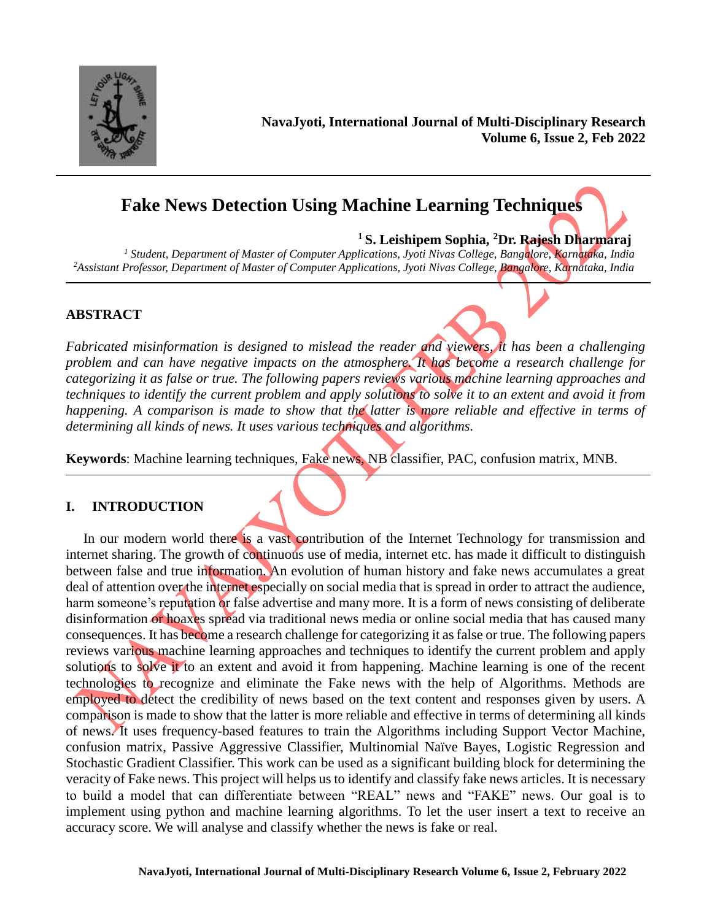# Fake News Detection Using Machine Learning Techniques

**[1] S. Leishipem Sophia, [2]Dr. Rajesh Dharmaraj**

*[1] Student, Department of Master of Computer Applications, Jyoti Nivas College, Bangalore, Karnataka, India*
*[2]Assistant Professor, Department of Master of Computer Applications, Jyoti Nivas College, Bangalore, Karnataka, India*

## ABSTRACT

*Fabricated misinformation is designed to mislead the reader and viewers, it has been a challenging problem and can have negative impacts on the atmosphere. It has become a research challenge for categorizing it as false or true. The following papers reviews various machine learning approaches and techniques to identify the current problem and apply solutions to solve it to an extent and avoid it from happening. A comparison is made to show that the latter is more reliable and effective in terms of determining all kinds of news. It uses various techniques and algorithms.*

**Keywords**: Machine learning techniques, Fake news, NB classifier, PAC, confusion matrix, MNB.

## I. INTRODUCTION

In our modern world there is a vast contribution of the Internet Technology for transmission and internet sharing. The growth of continuous use of media, internet etc. has made it difficult to distinguish between false and true information. An evolution of human history and fake news accumulates a great deal of attention over the internet especially on social media that is spread in order to attract the audience, harm someone's reputation or false advertise and many more. It is a form of news consisting of deliberate disinformation or hoaxes spread via traditional news media or online social media that has caused many consequences. It has become a research challenge for categorizing it as false or true. The following papers reviews various machine learning approaches and techniques to identify the current problem and apply solutions to solve it to an extent and avoid it from happening. Machine learning is one of the recent technologies to recognize and eliminate the Fake news with the help of Algorithms. Methods are employed to detect the credibility of news based on the text content and responses given by users. A comparison is made to show that the latter is more reliable and effective in terms of determining all kinds of news. It uses frequency-based features to train the Algorithms including Support Vector Machine, confusion matrix, Passive Aggressive Classifier, Multinomial Naïve Bayes, Logistic Regression and Stochastic Gradient Classifier. This work can be used as a significant building block for determining the veracity of Fake news. This project will helps us to identify and classify fake news articles. It is necessary to build a model that can differentiate between "REAL" news and "FAKE" news. Our goal is to implement using python and machine learning algorithms. To let the user insert a text to receive an accuracy score. We will analyse and classify whether the news is fake or real.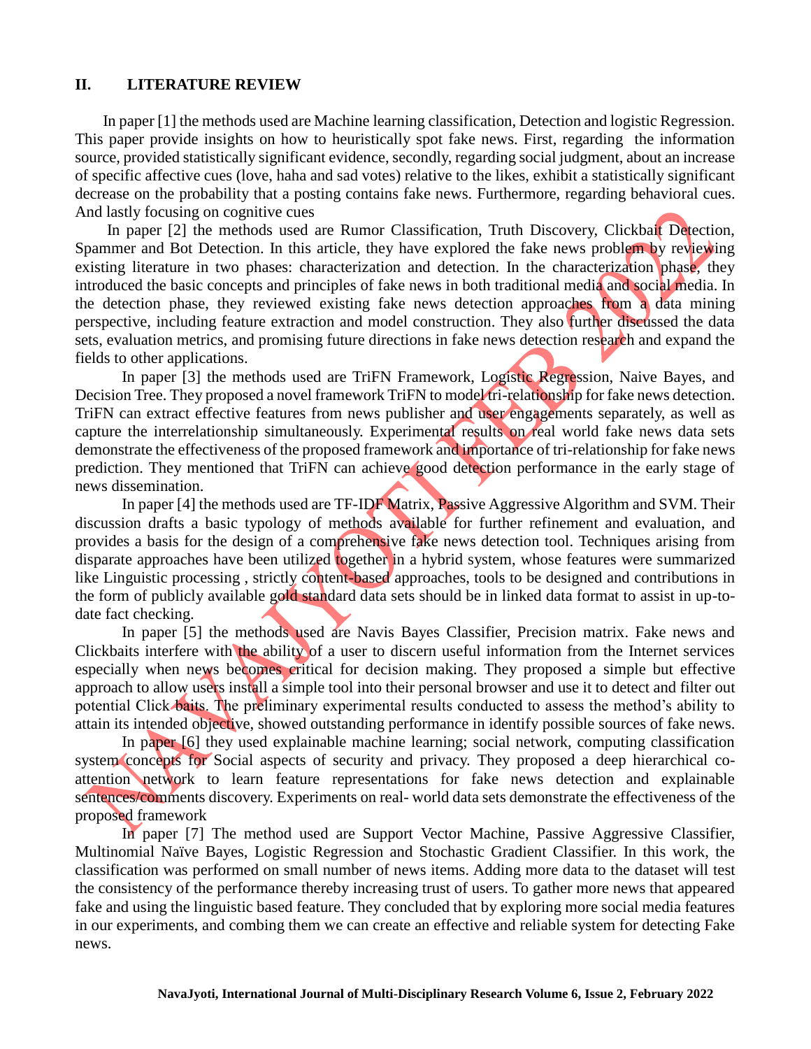## II. LITERATURE REVIEW

In paper [1] the methods used are Machine learning classification, Detection and logistic Regression. This paper provide insights on how to heuristically spot fake news. First, regarding the information source, provided statistically significant evidence, secondly, regarding social judgment, about an increase of specific affective cues (love, haha and sad votes) relative to the likes, exhibit a statistically significant decrease on the probability that a posting contains fake news. Furthermore, regarding behavioral cues. And lastly focusing on cognitive cues

In paper [2] the methods used are Rumor Classification, Truth Discovery, Clickbait Detection, Spammer and Bot Detection. In this article, they have explored the fake news problem by reviewing existing literature in two phases: characterization and detection. In the characterization phase, they introduced the basic concepts and principles of fake news in both traditional media and social media. In the detection phase, they reviewed existing fake news detection approaches from a data mining perspective, including feature extraction and model construction. They also further discussed the data sets, evaluation metrics, and promising future directions in fake news detection research and expand the fields to other applications.

In paper [3] the methods used are TriFN Framework, Logistic Regression, Naive Bayes, and Decision Tree. They proposed a novel framework TriFN to model tri-relationship for fake news detection. TriFN can extract effective features from news publisher and user engagements separately, as well as capture the interrelationship simultaneously. Experimental results on real world fake news data sets demonstrate the effectiveness of the proposed framework and importance of tri-relationship for fake news prediction. They mentioned that TriFN can achieve good detection performance in the early stage of news dissemination.

In paper [4] the methods used are TF-IDF Matrix, Passive Aggressive Algorithm and SVM. Their discussion drafts a basic typology of methods available for further refinement and evaluation, and provides a basis for the design of a comprehensive fake news detection tool. Techniques arising from disparate approaches have been utilized together in a hybrid system, whose features were summarized like Linguistic processing , strictly content-based approaches, tools to be designed and contributions in the form of publicly available gold standard data sets should be in linked data format to assist in up-to-date fact checking.

In paper [5] the methods used are Navis Bayes Classifier, Precision matrix. Fake news and Clickbaits interfere with the ability of a user to discern useful information from the Internet services especially when news becomes critical for decision making. They proposed a simple but effective approach to allow users install a simple tool into their personal browser and use it to detect and filter out potential Click baits. The preliminary experimental results conducted to assess the method's ability to attain its intended objective, showed outstanding performance in identify possible sources of fake news.

In paper [6] they used explainable machine learning; social network, computing classification system concepts for Social aspects of security and privacy. They proposed a deep hierarchical co-attention network to learn feature representations for fake news detection and explainable sentences/comments discovery. Experiments on real- world data sets demonstrate the effectiveness of the proposed framework

In paper [7] The method used are Support Vector Machine, Passive Aggressive Classifier, Multinomial Naïve Bayes, Logistic Regression and Stochastic Gradient Classifier. In this work, the classification was performed on small number of news items. Adding more data to the dataset will test the consistency of the performance thereby increasing trust of users. To gather more news that appeared fake and using the linguistic based feature. They concluded that by exploring more social media features in our experiments, and combing them we can create an effective and reliable system for detecting Fake news.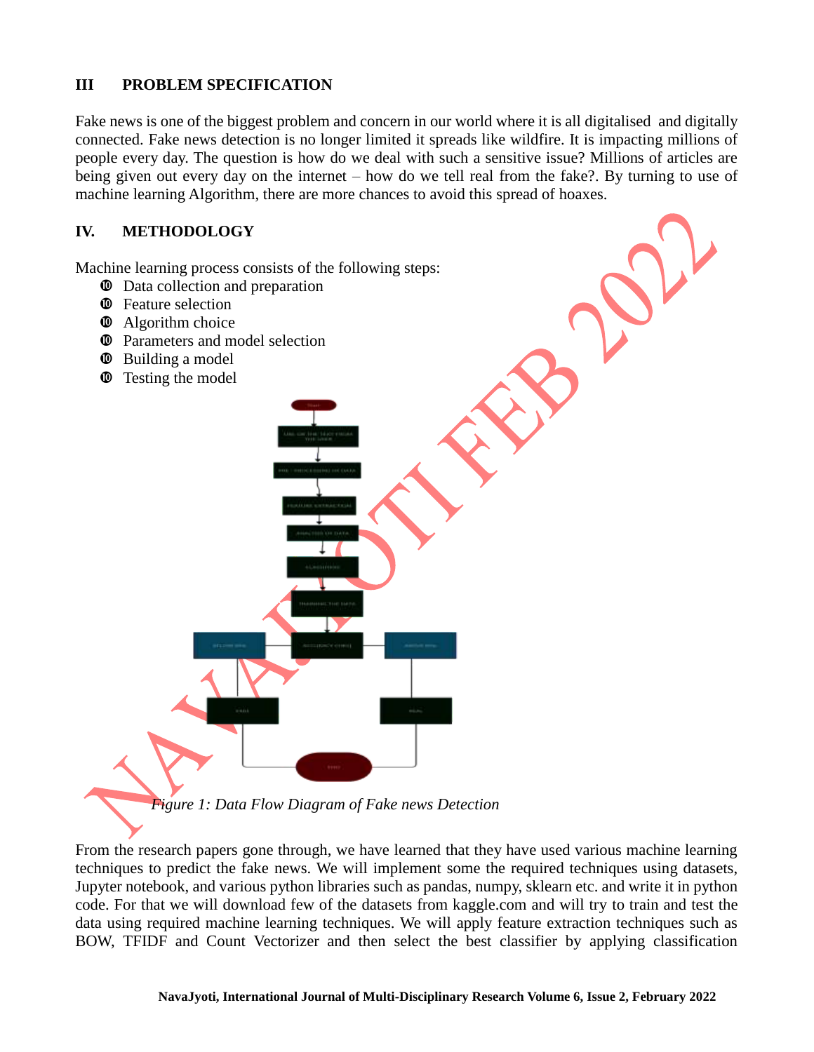## III PROBLEM SPECIFICATION

Fake news is one of the biggest problem and concern in our world where it is all digitalised and digitally connected. Fake news detection is no longer limited it spreads like wildfire. It is impacting millions of people every day. The question is how do we deal with such a sensitive issue? Millions of articles are being given out every day on the internet – how do we tell real from the fake?. By turning to use of machine learning Algorithm, there are more chances to avoid this spread of hoaxes.

## IV. METHODOLOGY

Machine learning process consists of the following steps:

- Data collection and preparation
- Feature selection
- Algorithm choice
- Parameters and model selection
- Building a model
- Testing the model

*Figure 1: Data Flow Diagram of Fake news Detection*

From the research papers gone through, we have learned that they have used various machine learning techniques to predict the fake news. We will implement some the required techniques using datasets, Jupyter notebook, and various python libraries such as pandas, numpy, sklearn etc. and write it in python code. For that we will download few of the datasets from kaggle.com and will try to train and test the data using required machine learning techniques. We will apply feature extraction techniques such as BOW, TFIDF and Count Vectorizer and then select the best classifier by applying classification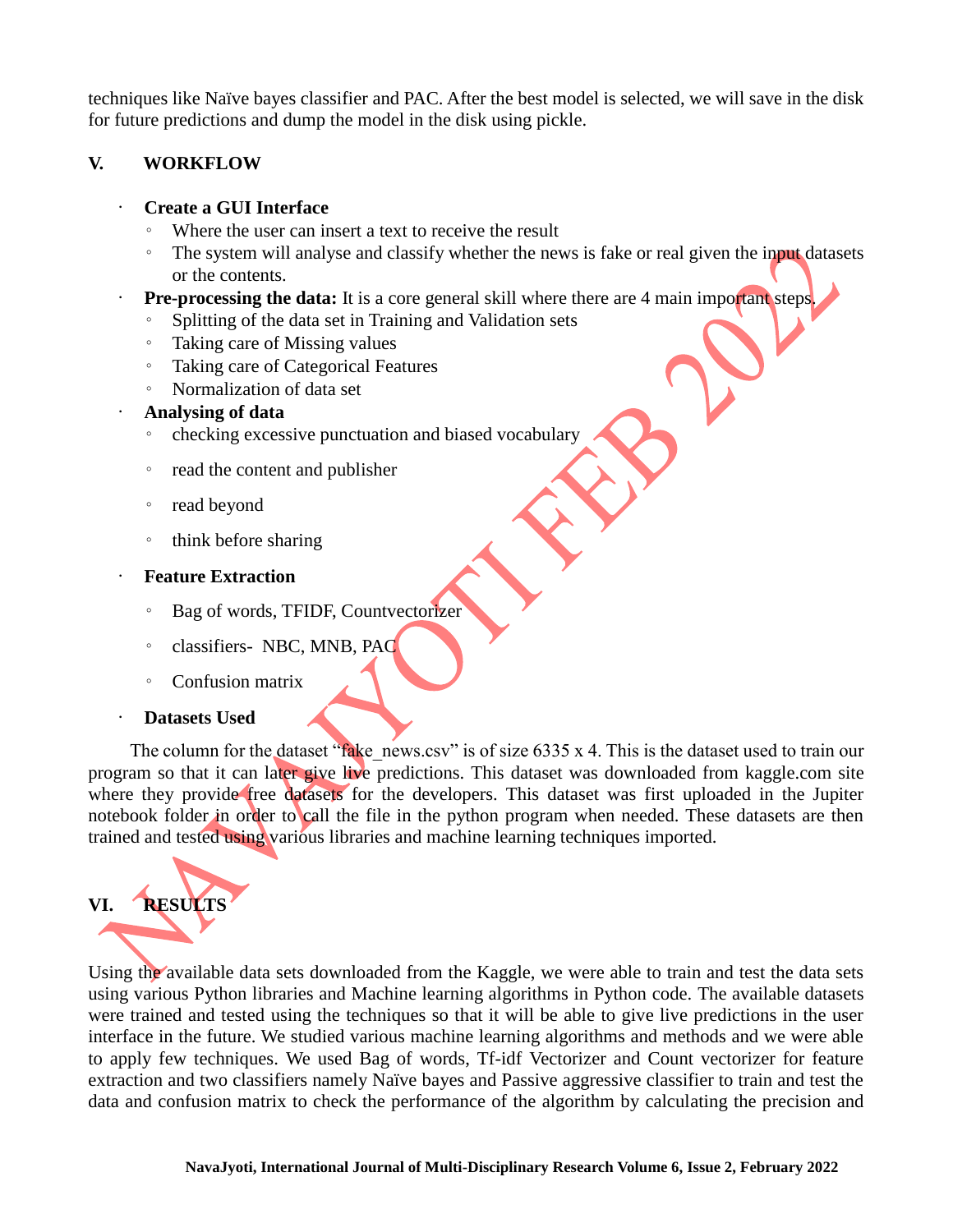techniques like Naïve bayes classifier and PAC. After the best model is selected, we will save in the disk for future predictions and dump the model in the disk using pickle.

## V. WORKFLOW

- **Create a GUI Interface**
  - Where the user can insert a text to receive the result
  - The system will analyse and classify whether the news is fake or real given the input datasets or the contents.
- **Pre-processing the data:** It is a core general skill where there are 4 main important steps.
  - Splitting of the data set in Training and Validation sets
  - Taking care of Missing values
  - Taking care of Categorical Features
  - Normalization of data set
- **Analysing of data**
  - checking excessive punctuation and biased vocabulary
  - read the content and publisher
  - read beyond
  - think before sharing
- **Feature Extraction**
  - Bag of words, TFIDF, Countvectorizer
  - classifiers- NBC, MNB, PAC
  - Confusion matrix
- **Datasets Used**

The column for the dataset "fake_news.csv" is of size 6335 x 4. This is the dataset used to train our program so that it can later give live predictions. This dataset was downloaded from kaggle.com site where they provide free datasets for the developers. This dataset was first uploaded in the Jupiter notebook folder in order to call the file in the python program when needed. These datasets are then trained and tested using various libraries and machine learning techniques imported.

## VI. RESULTS

Using the available data sets downloaded from the Kaggle, we were able to train and test the data sets using various Python libraries and Machine learning algorithms in Python code. The available datasets were trained and tested using the techniques so that it will be able to give live predictions in the user interface in the future. We studied various machine learning algorithms and methods and we were able to apply few techniques. We used Bag of words, Tf-idf Vectorizer and Count vectorizer for feature extraction and two classifiers namely Naïve bayes and Passive aggressive classifier to train and test the data and confusion matrix to check the performance of the algorithm by calculating the precision and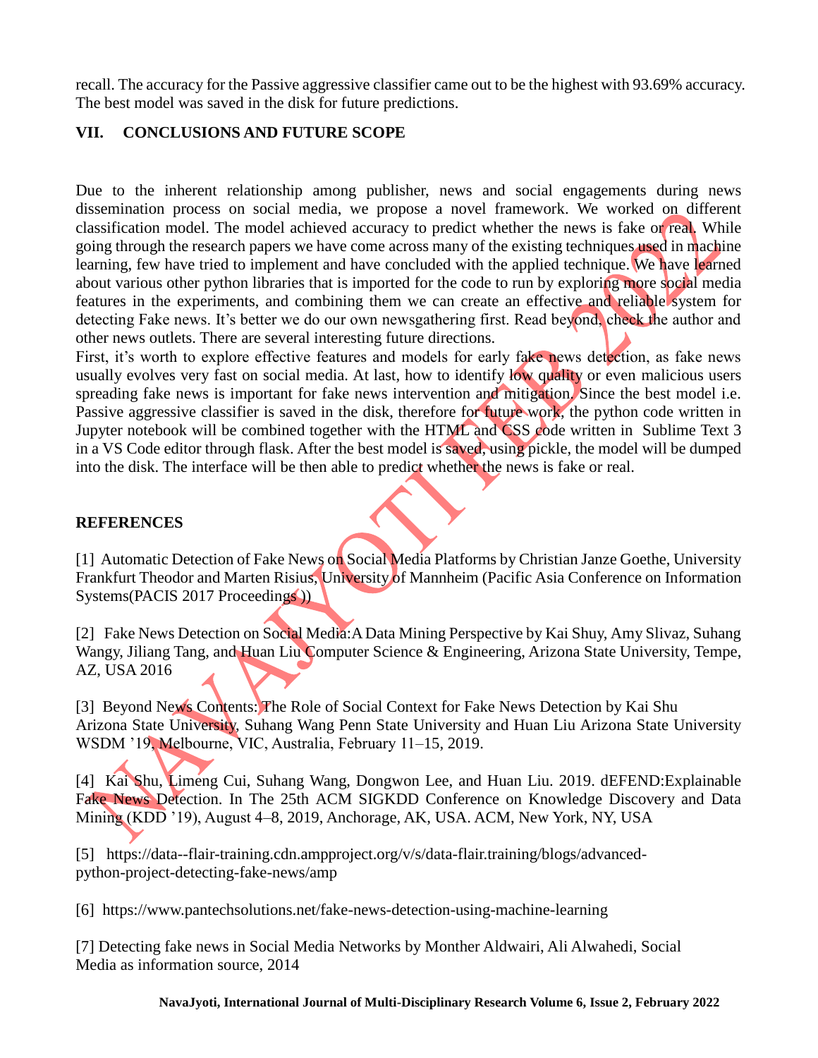recall. The accuracy for the Passive aggressive classifier came out to be the highest with 93.69% accuracy. The best model was saved in the disk for future predictions.

## VII. CONCLUSIONS AND FUTURE SCOPE

Due to the inherent relationship among publisher, news and social engagements during news dissemination process on social media, we propose a novel framework. We worked on different classification model. The model achieved accuracy to predict whether the news is fake or real. While going through the research papers we have come across many of the existing techniques used in machine learning, few have tried to implement and have concluded with the applied technique. We have learned about various other python libraries that is imported for the code to run by exploring more social media features in the experiments, and combining them we can create an effective and reliable system for detecting Fake news. It's better we do our own newsgathering first. Read beyond, check the author and other news outlets. There are several interesting future directions.
First, it's worth to explore effective features and models for early fake news detection, as fake news usually evolves very fast on social media. At last, how to identify low quality or even malicious users spreading fake news is important for fake news intervention and mitigation. Since the best model i.e. Passive aggressive classifier is saved in the disk, therefore for future work, the python code written in Jupyter notebook will be combined together with the HTML and CSS code written in Sublime Text 3 in a VS Code editor through flask. After the best model is saved, using pickle, the model will be dumped into the disk. The interface will be then able to predict whether the news is fake or real.

## REFERENCES

[1] Automatic Detection of Fake News on Social Media Platforms by Christian Janze Goethe, University Frankfurt Theodor and Marten Risius, University of Mannheim (Pacific Asia Conference on Information Systems(PACIS 2017 Proceedings ))

[2] Fake News Detection on Social Media:A Data Mining Perspective by Kai Shuy, Amy Slivaz, Suhang Wangy, Jiliang Tang, and Huan Liu Computer Science & Engineering, Arizona State University, Tempe, AZ, USA 2016

[3] Beyond News Contents: The Role of Social Context for Fake News Detection by Kai Shu Arizona State University, Suhang Wang Penn State University and Huan Liu Arizona State University WSDM '19, Melbourne, VIC, Australia, February 11–15, 2019.

[4] Kai Shu, Limeng Cui, Suhang Wang, Dongwon Lee, and Huan Liu. 2019. dEFEND:Explainable Fake News Detection. In The 25th ACM SIGKDD Conference on Knowledge Discovery and Data Mining (KDD '19), August 4–8, 2019, Anchorage, AK, USA. ACM, New York, NY, USA

[5] https://data--flair-training.cdn.ampproject.org/v/s/data-flair.training/blogs/advanced-python-project-detecting-fake-news/amp

[6] https://www.pantechsolutions.net/fake-news-detection-using-machine-learning

[7] Detecting fake news in Social Media Networks by Monther Aldwairi, Ali Alwahedi, Social Media as information source, 2014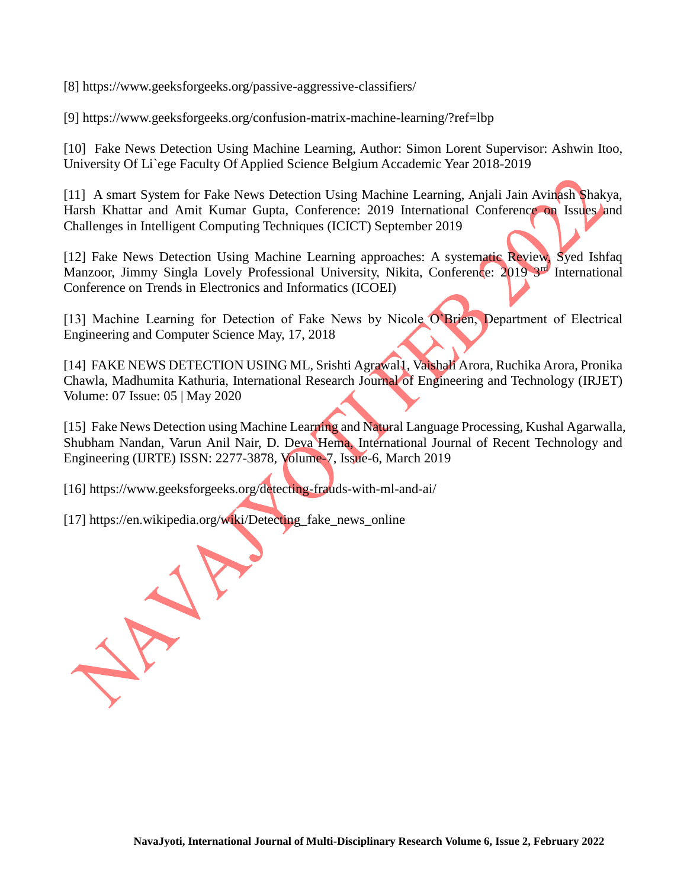[8] https://www.geeksforgeeks.org/passive-aggressive-classifiers/

[9] https://www.geeksforgeeks.org/confusion-matrix-machine-learning/?ref=lbp

[10] Fake News Detection Using Machine Learning, Author: Simon Lorent Supervisor: Ashwin Itoo, University Of Li`ege Faculty Of Applied Science Belgium Accademic Year 2018-2019

[11] A smart System for Fake News Detection Using Machine Learning, Anjali Jain Avinash Shakya, Harsh Khattar and Amit Kumar Gupta, Conference: 2019 International Conference on Issues and Challenges in Intelligent Computing Techniques (ICICT) September 2019

[12] Fake News Detection Using Machine Learning approaches: A systematic Review, Syed Ishfaq Manzoor, Jimmy Singla Lovely Professional University, Nikita, Conference: 2019 3rd International Conference on Trends in Electronics and Informatics (ICOEI)

[13] Machine Learning for Detection of Fake News by Nicole O'Brien, Department of Electrical Engineering and Computer Science May, 17, 2018

[14] FAKE NEWS DETECTION USING ML, Srishti Agrawal1, Vaishali Arora, Ruchika Arora, Pronika Chawla, Madhumita Kathuria, International Research Journal of Engineering and Technology (IRJET) Volume: 07 Issue: 05 | May 2020

[15] Fake News Detection using Machine Learning and Natural Language Processing, Kushal Agarwalla, Shubham Nandan, Varun Anil Nair, D. Deva Hema, International Journal of Recent Technology and Engineering (IJRTE) ISSN: 2277-3878, Volume-7, Issue-6, March 2019

[16] https://www.geeksforgeeks.org/detecting-frauds-with-ml-and-ai/

[17] https://en.wikipedia.org/wiki/Detecting_fake_news_online